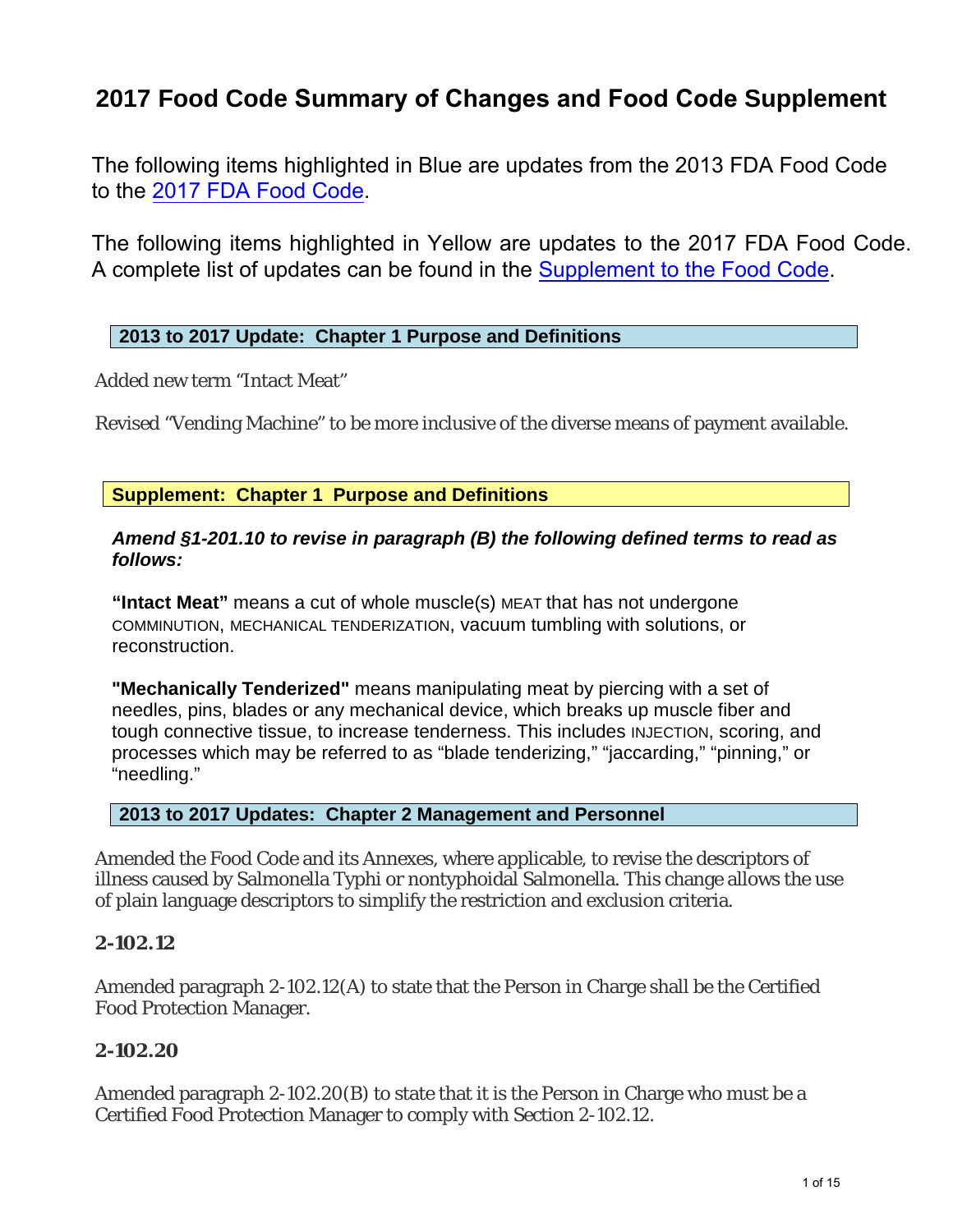# 2017 Food Code Summary of Changes and Food Code Supplement

The following items highlighted in Blue are updates from the 2013 FDA Food Code to the [2017 FDA Food Code](#).

The following items highlighted in Yellow are updates to the 2017 FDA Food Code. A complete list of updates can be found in the [Supplement to the Food Code](#).

## 2013 to 2017 Update: Chapter 1 Purpose and Definitions

Added new term "Intact Meat"

Revised "Vending Machine" to be more inclusive of the diverse means of payment available.

## Supplement: Chapter 1 Purpose and Definitions

***Amend §1-201.10 to revise in paragraph (B) the following defined terms to read as follows:***

**"Intact Meat"** means a cut of whole muscle(s) MEAT that has not undergone COMMINUTION, MECHANICAL TENDERIZATION, vacuum tumbling with solutions, or reconstruction.

**"Mechanically Tenderized"** means manipulating meat by piercing with a set of needles, pins, blades or any mechanical device, which breaks up muscle fiber and tough connective tissue, to increase tenderness. This includes INJECTION, scoring, and processes which may be referred to as "blade tenderizing," "jaccarding," "pinning," or "needling."

## 2013 to 2017 Updates: Chapter 2 Management and Personnel

Amended the Food Code and its Annexes, where applicable, to revise the descriptors of illness caused by Salmonella Typhi or nontyphoidal Salmonella. This change allows the use of plain language descriptors to simplify the restriction and exclusion criteria.

### 2-102.12

Amended paragraph 2-102.12(A) to state that the Person in Charge shall be the Certified Food Protection Manager.

### 2-102.20

Amended paragraph 2-102.20(B) to state that it is the Person in Charge who must be a Certified Food Protection Manager to comply with Section 2-102.12.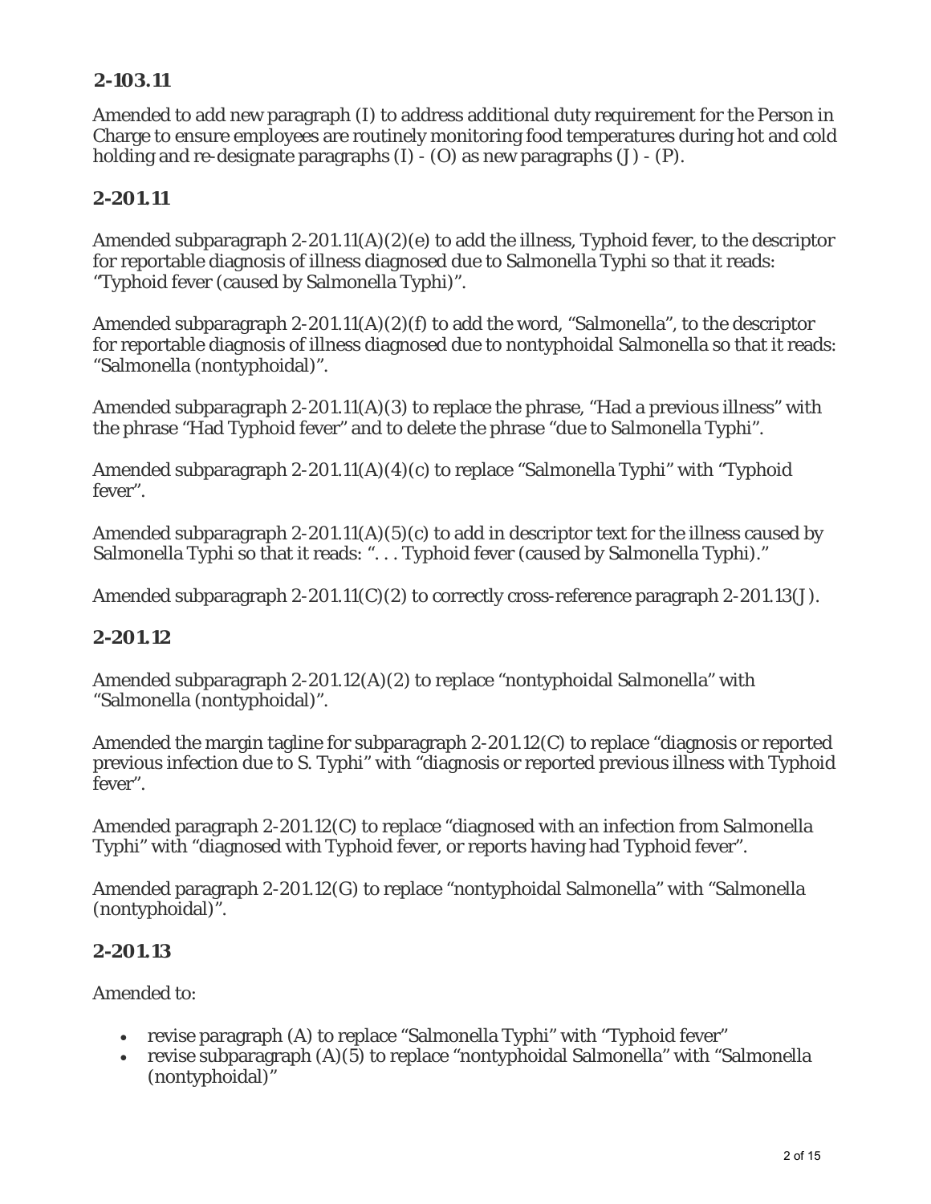## 2-103.11

Amended to add new paragraph (I) to address additional duty requirement for the Person in Charge to ensure employees are routinely monitoring food temperatures during hot and cold holding and re-designate paragraphs (I) - (O) as new paragraphs (J) - (P).

## 2-201.11

Amended subparagraph 2-201.11(A)(2)(e) to add the illness, Typhoid fever, to the descriptor for reportable diagnosis of illness diagnosed due to Salmonella Typhi so that it reads: "Typhoid fever (caused by Salmonella Typhi)".

Amended subparagraph 2-201.11(A)(2)(f) to add the word, "Salmonella", to the descriptor for reportable diagnosis of illness diagnosed due to nontyphoidal Salmonella so that it reads: "Salmonella (nontyphoidal)".

Amended subparagraph 2-201.11(A)(3) to replace the phrase, "Had a previous illness" with the phrase "Had Typhoid fever" and to delete the phrase "due to Salmonella Typhi".

Amended subparagraph 2-201.11(A)(4)(c) to replace "Salmonella Typhi" with "Typhoid fever".

Amended subparagraph 2-201.11(A)(5)(c) to add in descriptor text for the illness caused by Salmonella Typhi so that it reads: ". . . Typhoid fever (caused by Salmonella Typhi)."

Amended subparagraph 2-201.11(C)(2) to correctly cross-reference paragraph 2-201.13(J).

## 2-201.12

Amended subparagraph 2-201.12(A)(2) to replace "nontyphoidal Salmonella" with "Salmonella (nontyphoidal)".

Amended the margin tagline for subparagraph 2-201.12(C) to replace "diagnosis or reported previous infection due to S. Typhi" with "diagnosis or reported previous illness with Typhoid fever".

Amended paragraph 2-201.12(C) to replace "diagnosed with an infection from Salmonella Typhi" with "diagnosed with Typhoid fever, or reports having had Typhoid fever".

Amended paragraph 2-201.12(G) to replace "nontyphoidal Salmonella" with "Salmonella (nontyphoidal)".

## 2-201.13

Amended to:

- revise paragraph (A) to replace "Salmonella Typhi" with "Typhoid fever"
- revise subparagraph (A)(5) to replace "nontyphoidal Salmonella" with "Salmonella (nontyphoidal)"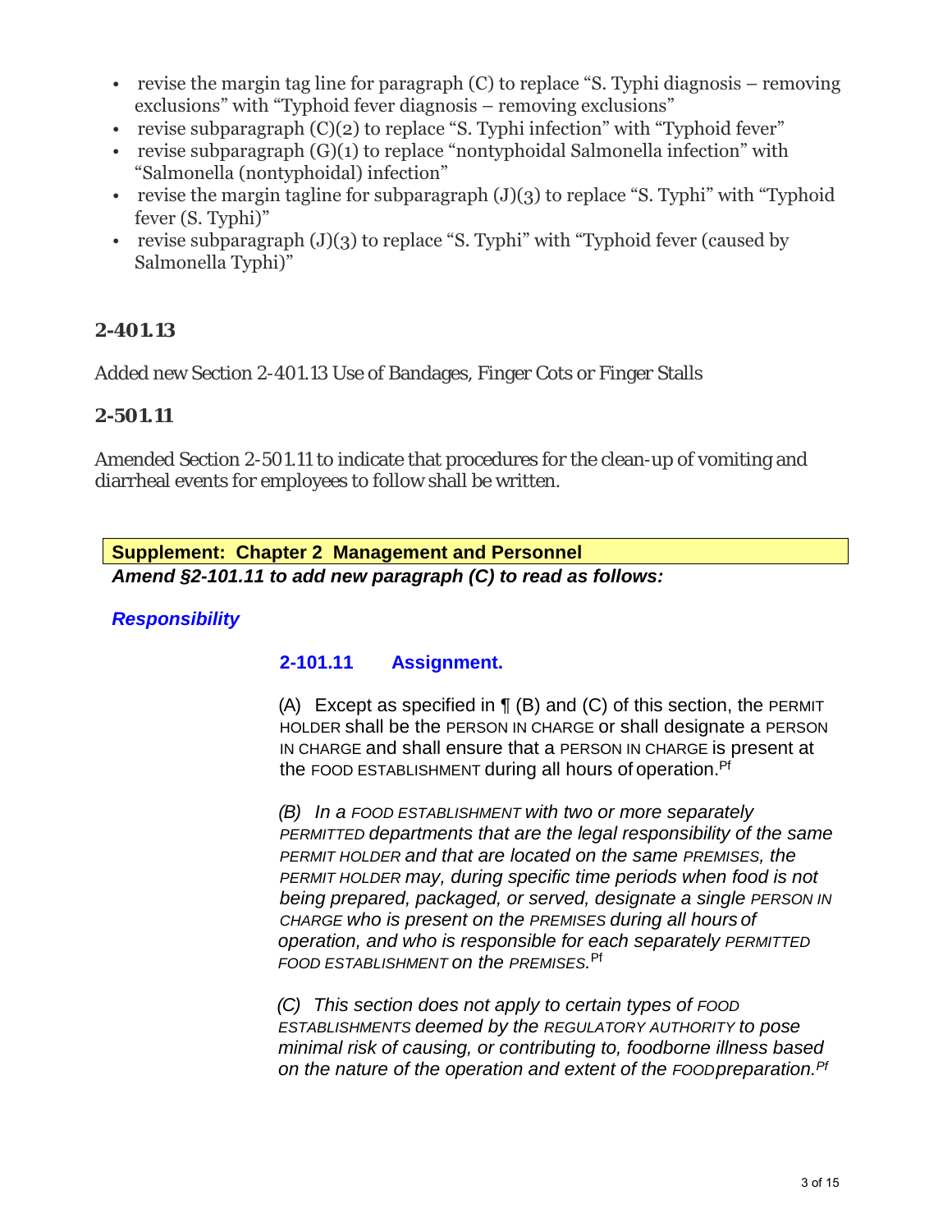- revise the margin tag line for paragraph (C) to replace "S. Typhi diagnosis – removing exclusions" with "Typhoid fever diagnosis – removing exclusions"
- revise subparagraph (C)(2) to replace "S. Typhi infection" with "Typhoid fever"
- revise subparagraph (G)(1) to replace "nontyphoidal Salmonella infection" with "Salmonella (nontyphoidal) infection"
- revise the margin tagline for subparagraph (J)(3) to replace "S. Typhi" with "Typhoid fever (S. Typhi)"
- revise subparagraph (J)(3) to replace "S. Typhi" with "Typhoid fever (caused by Salmonella Typhi)"

### 2-401.13

Added new Section 2-401.13 Use of Bandages, Finger Cots or Finger Stalls

### 2-501.11

Amended Section 2-501.11 to indicate that procedures for the clean-up of vomiting and diarrheal events for employees to follow shall be written.

**Supplement: Chapter 2 Management and Personnel**

***Amend §2-101.11 to add new paragraph (C) to read as follows:***

***Responsibility***

**2-101.11 Assignment.**

(A) Except as specified in ¶ (B) and (C) of this section, the PERMIT HOLDER shall be the PERSON IN CHARGE or shall designate a PERSON IN CHARGE and shall ensure that a PERSON IN CHARGE is present at the FOOD ESTABLISHMENT during all hours of operation.[Pf]

*(B) In a FOOD ESTABLISHMENT with two or more separately PERMITTED departments that are the legal responsibility of the same PERMIT HOLDER and that are located on the same PREMISES, the PERMIT HOLDER may, during specific time periods when food is not being prepared, packaged, or served, designate a single PERSON IN CHARGE who is present on the PREMISES during all hours of operation, and who is responsible for each separately PERMITTED FOOD ESTABLISHMENT on the PREMISES.*[Pf]

*(C) This section does not apply to certain types of FOOD ESTABLISHMENTS deemed by the REGULATORY AUTHORITY to pose minimal risk of causing, or contributing to, foodborne illness based on the nature of the operation and extent of the FOOD preparation.*[Pf]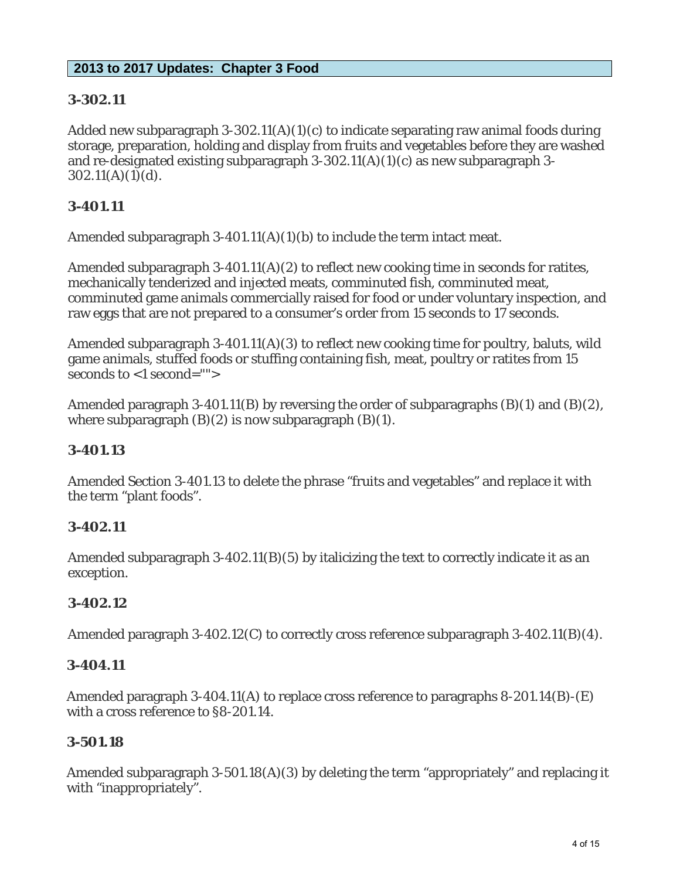## 2013 to 2017 Updates: Chapter 3 Food

### 3-302.11

Added new subparagraph 3-302.11(A)(1)(c) to indicate separating raw animal foods during storage, preparation, holding and display from fruits and vegetables before they are washed and re-designated existing subparagraph 3-302.11(A)(1)(c) as new subparagraph 3-302.11(A)(1)(d).

### 3-401.11

Amended subparagraph 3-401.11(A)(1)(b) to include the term intact meat.

Amended subparagraph 3-401.11(A)(2) to reflect new cooking time in seconds for ratites, mechanically tenderized and injected meats, comminuted fish, comminuted meat, comminuted game animals commercially raised for food or under voluntary inspection, and raw eggs that are not prepared to a consumer's order from 15 seconds to 17 seconds.

Amended subparagraph 3-401.11(A)(3) to reflect new cooking time for poultry, baluts, wild game animals, stuffed foods or stuffing containing fish, meat, poultry or ratites from 15 seconds to <1 second="">

Amended paragraph 3-401.11(B) by reversing the order of subparagraphs (B)(1) and (B)(2), where subparagraph (B)(2) is now subparagraph (B)(1).

### 3-401.13

Amended Section 3-401.13 to delete the phrase "fruits and vegetables" and replace it with the term "plant foods".

### 3-402.11

Amended subparagraph 3-402.11(B)(5) by italicizing the text to correctly indicate it as an exception.

### 3-402.12

Amended paragraph 3-402.12(C) to correctly cross reference subparagraph 3-402.11(B)(4).

### 3-404.11

Amended paragraph 3-404.11(A) to replace cross reference to paragraphs 8-201.14(B)-(E) with a cross reference to §8-201.14.

### 3-501.18

Amended subparagraph 3-501.18(A)(3) by deleting the term "appropriately" and replacing it with "inappropriately".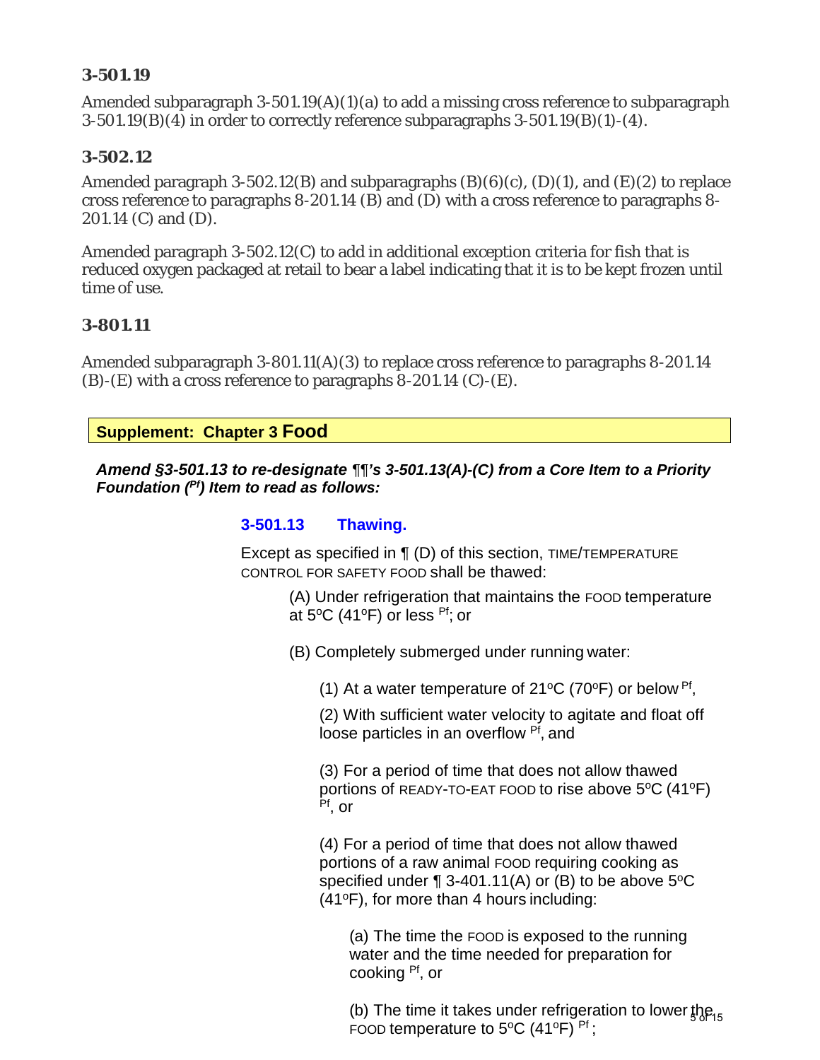### 3-501.19

Amended subparagraph 3-501.19(A)(1)(a) to add a missing cross reference to subparagraph 3-501.19(B)(4) in order to correctly reference subparagraphs 3-501.19(B)(1)-(4).

### 3-502.12

Amended paragraph 3-502.12(B) and subparagraphs (B)(6)(c), (D)(1), and (E)(2) to replace cross reference to paragraphs 8-201.14 (B) and (D) with a cross reference to paragraphs 8-201.14 (C) and (D).

Amended paragraph 3-502.12(C) to add in additional exception criteria for fish that is reduced oxygen packaged at retail to bear a label indicating that it is to be kept frozen until time of use.

### 3-801.11

Amended subparagraph 3-801.11(A)(3) to replace cross reference to paragraphs 8-201.14 (B)-(E) with a cross reference to paragraphs 8-201.14 (C)-(E).

## Supplement: Chapter 3 Food

***Amend §3-501.13 to re-designate ¶¶'s 3-501.13(A)-(C) from a Core Item to a Priority Foundation (Pf) Item to read as follows:***

**3-501.13 Thawing.**

Except as specified in ¶ (D) of this section, TIME/TEMPERATURE CONTROL FOR SAFETY FOOD shall be thawed:

(A) Under refrigeration that maintains the FOOD temperature at 5ºC (41ºF) or less Pf; or

(B) Completely submerged under running water:

(1) At a water temperature of 21ºC (70ºF) or below Pf,

(2) With sufficient water velocity to agitate and float off loose particles in an overflow Pf, and

(3) For a period of time that does not allow thawed portions of READY-TO-EAT FOOD to rise above 5ºC (41ºF) Pf, or

(4) For a period of time that does not allow thawed portions of a raw animal FOOD requiring cooking as specified under ¶ 3-401.11(A) or (B) to be above 5ºC (41ºF), for more than 4 hours including:

(a) The time the FOOD is exposed to the running water and the time needed for preparation for cooking Pf, or

(b) The time it takes under refrigeration to lower the FOOD temperature to 5ºC (41ºF) Pf;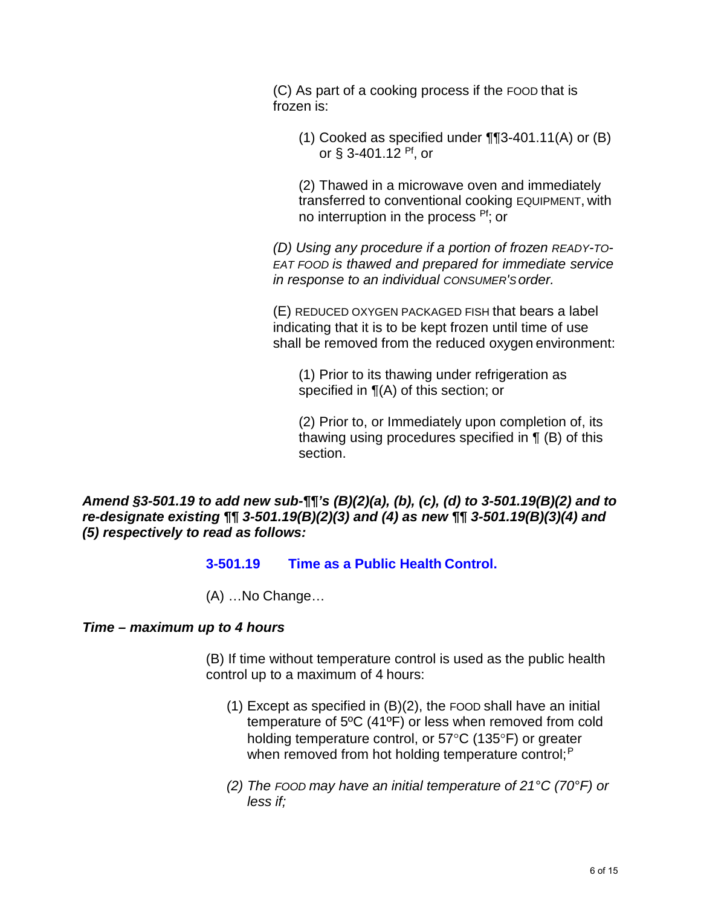(C) As part of a cooking process if the FOOD that is frozen is:

(1) Cooked as specified under ¶¶3-401.11(A) or (B) or § 3-401.12 [Pf], or

(2) Thawed in a microwave oven and immediately transferred to conventional cooking EQUIPMENT, with no interruption in the process [Pf]; or

*(D) Using any procedure if a portion of frozen READY-TO-EAT FOOD is thawed and prepared for immediate service in response to an individual CONSUMER'S order.*

(E) REDUCED OXYGEN PACKAGED FISH that bears a label indicating that it is to be kept frozen until time of use shall be removed from the reduced oxygen environment:

(1) Prior to its thawing under refrigeration as specified in ¶(A) of this section; or

(2) Prior to, or Immediately upon completion of, its thawing using procedures specified in ¶ (B) of this section.

***Amend §3-501.19 to add new sub-¶¶'s (B)(2)(a), (b), (c), (d) to 3-501.19(B)(2) and to re-designate existing ¶¶ 3-501.19(B)(2)(3) and (4) as new ¶¶ 3-501.19(B)(3)(4) and (5) respectively to read as follows:***

**3-501.19 Time as a Public Health Control.**

(A) …No Change…

***Time – maximum up to 4 hours***

(B) If time without temperature control is used as the public health control up to a maximum of 4 hours:

(1) Except as specified in (B)(2), the FOOD shall have an initial temperature of 5ºC (41ºF) or less when removed from cold holding temperature control, or 57°C (135°F) or greater when removed from hot holding temperature control;[P]

*(2) The FOOD may have an initial temperature of 21°C (70°F) or less if;*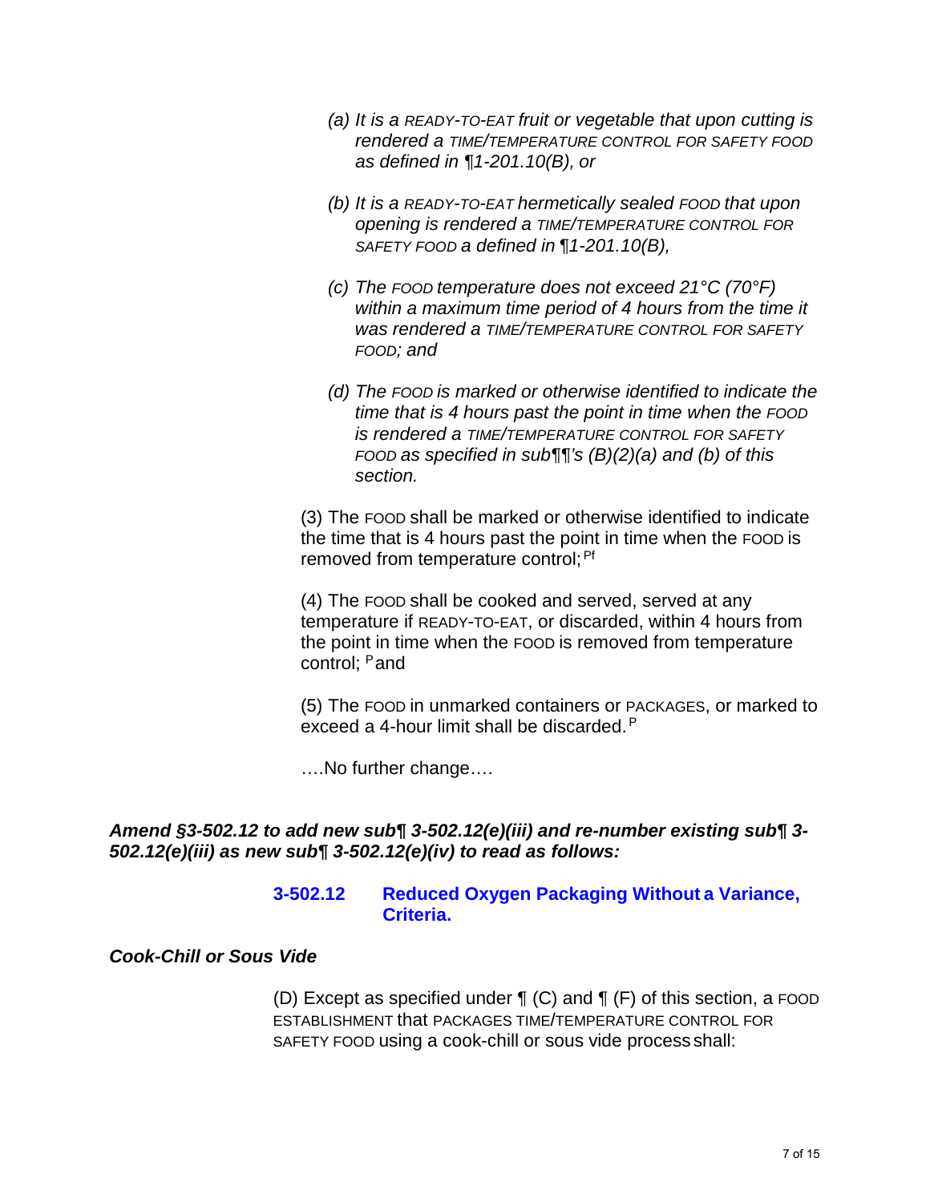*(a) It is a READY-TO-EAT fruit or vegetable that upon cutting is rendered a TIME/TEMPERATURE CONTROL FOR SAFETY FOOD as defined in ¶1-201.10(B), or*

*(b) It is a READY-TO-EAT hermetically sealed FOOD that upon opening is rendered a TIME/TEMPERATURE CONTROL FOR SAFETY FOOD a defined in ¶1-201.10(B),*

*(c) The FOOD temperature does not exceed 21°C (70°F) within a maximum time period of 4 hours from the time it was rendered a TIME/TEMPERATURE CONTROL FOR SAFETY FOOD; and*

*(d) The FOOD is marked or otherwise identified to indicate the time that is 4 hours past the point in time when the FOOD is rendered a TIME/TEMPERATURE CONTROL FOR SAFETY FOOD as specified in sub¶¶'s (B)(2)(a) and (b) of this section.*

(3) The FOOD shall be marked or otherwise identified to indicate the time that is 4 hours past the point in time when the FOOD is removed from temperature control; [Pf]

(4) The FOOD shall be cooked and served, served at any temperature if READY-TO-EAT, or discarded, within 4 hours from the point in time when the FOOD is removed from temperature control; [P] and

(5) The FOOD in unmarked containers or PACKAGES, or marked to exceed a 4-hour limit shall be discarded. [P]

….No further change….

***Amend §3-502.12 to add new sub¶ 3-502.12(e)(iii) and re-number existing sub¶ 3-502.12(e)(iii) as new sub¶ 3-502.12(e)(iv) to read as follows:***

### 3-502.12 Reduced Oxygen Packaging Without a Variance, Criteria.

***Cook-Chill or Sous Vide***

(D) Except as specified under ¶ (C) and ¶ (F) of this section, a FOOD ESTABLISHMENT that PACKAGES TIME/TEMPERATURE CONTROL FOR SAFETY FOOD using a cook-chill or sous vide process shall: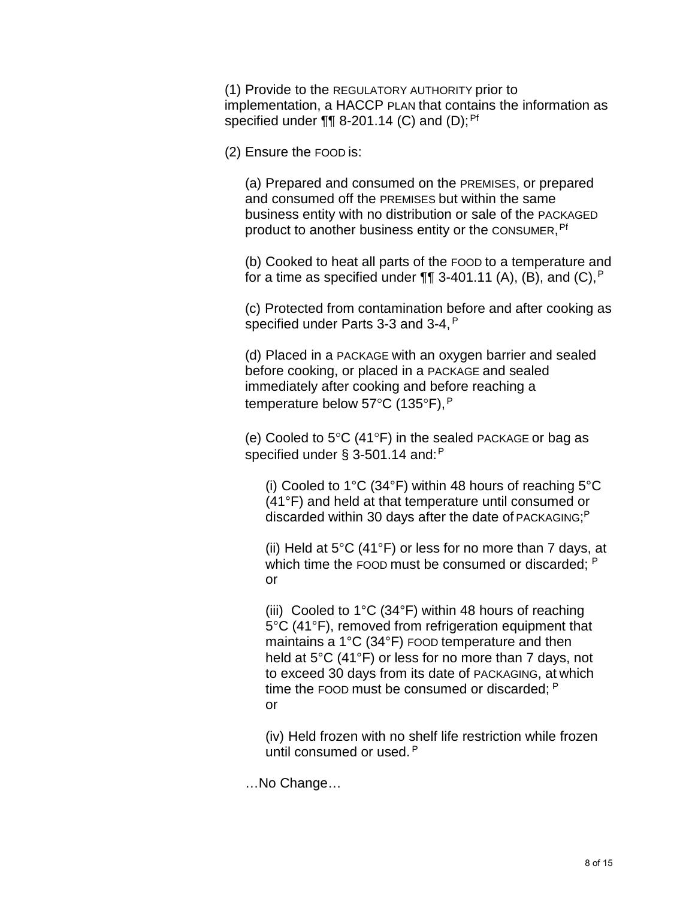(1) Provide to the REGULATORY AUTHORITY prior to implementation, a HACCP PLAN that contains the information as specified under ¶¶ 8-201.14 (C) and (D);[Pf]

(2) Ensure the FOOD is:

(a) Prepared and consumed on the PREMISES, or prepared and consumed off the PREMISES but within the same business entity with no distribution or sale of the PACKAGED product to another business entity or the CONSUMER,[Pf]

(b) Cooked to heat all parts of the FOOD to a temperature and for a time as specified under ¶¶ 3-401.11 (A), (B), and (C),[P]

(c) Protected from contamination before and after cooking as specified under Parts 3-3 and 3-4,[P]

(d) Placed in a PACKAGE with an oxygen barrier and sealed before cooking, or placed in a PACKAGE and sealed immediately after cooking and before reaching a temperature below 57°C (135°F),[P]

(e) Cooled to 5°C (41°F) in the sealed PACKAGE or bag as specified under § 3-501.14 and:[P]

(i) Cooled to 1°C (34°F) within 48 hours of reaching 5°C (41°F) and held at that temperature until consumed or discarded within 30 days after the date of PACKAGING;[P]

(ii) Held at 5°C (41°F) or less for no more than 7 days, at which time the FOOD must be consumed or discarded; [P] or

(iii) Cooled to 1°C (34°F) within 48 hours of reaching 5°C (41°F), removed from refrigeration equipment that maintains a 1°C (34°F) FOOD temperature and then held at 5°C (41°F) or less for no more than 7 days, not to exceed 30 days from its date of PACKAGING, at which time the FOOD must be consumed or discarded; [P] or

(iv) Held frozen with no shelf life restriction while frozen until consumed or used. [P]

…No Change…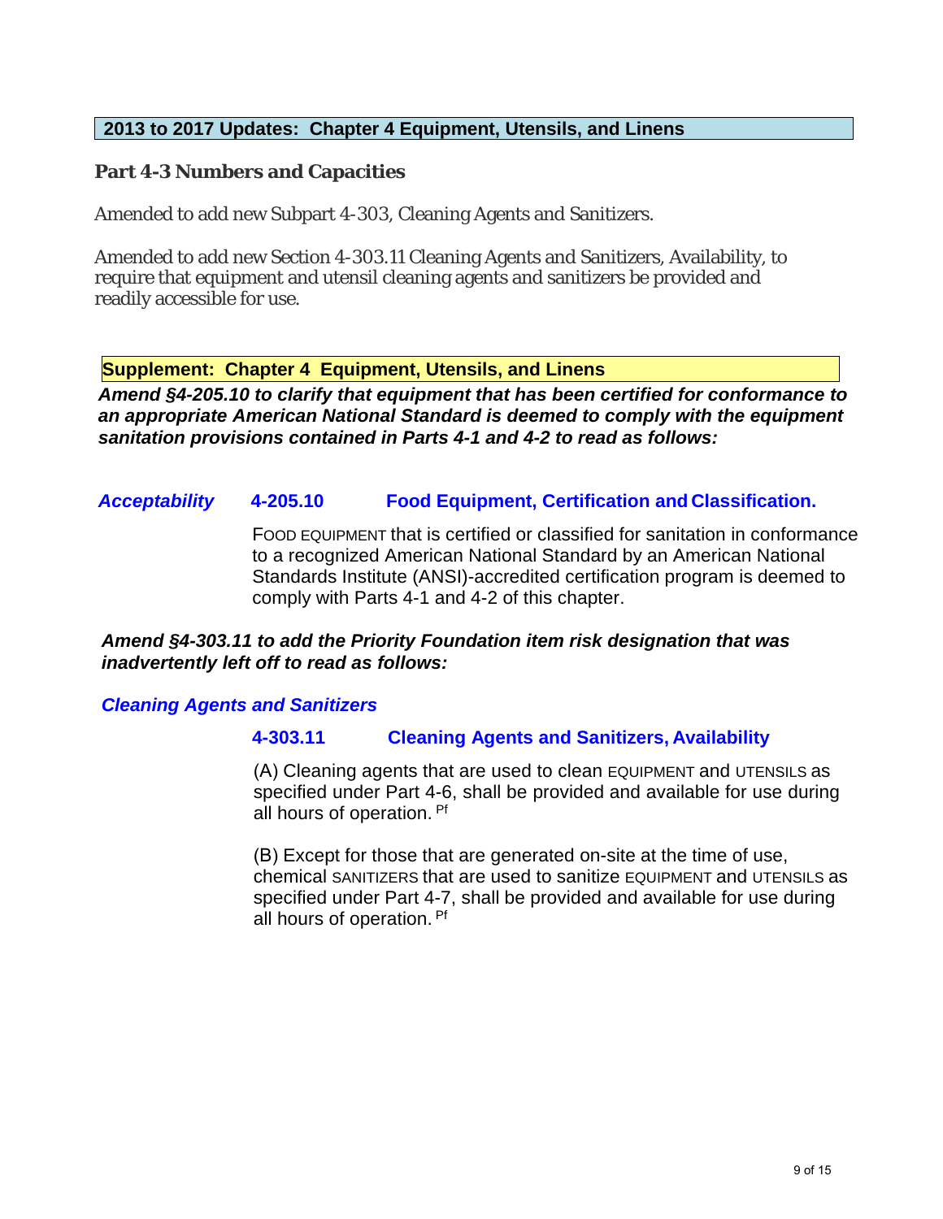## 2013 to 2017 Updates: Chapter 4 Equipment, Utensils, and Linens

### Part 4-3 Numbers and Capacities

Amended to add new Subpart 4-303, Cleaning Agents and Sanitizers.

Amended to add new Section 4-303.11 Cleaning Agents and Sanitizers, Availability, to require that equipment and utensil cleaning agents and sanitizers be provided and readily accessible for use.

## Supplement: Chapter 4 Equipment, Utensils, and Linens

***Amend §4-205.10 to clarify that equipment that has been certified for conformance to an appropriate American National Standard is deemed to comply with the equipment sanitation provisions contained in Parts 4-1 and 4-2 to read as follows:***

***Acceptability*** **4-205.10 Food Equipment, Certification and Classification.**

FOOD EQUIPMENT that is certified or classified for sanitation in conformance to a recognized American National Standard by an American National Standards Institute (ANSI)-accredited certification program is deemed to comply with Parts 4-1 and 4-2 of this chapter.

***Amend §4-303.11 to add the Priority Foundation item risk designation that was inadvertently left off to read as follows:***

***Cleaning Agents and Sanitizers***

**4-303.11 Cleaning Agents and Sanitizers, Availability**

(A) Cleaning agents that are used to clean EQUIPMENT and UTENSILS as specified under Part 4-6, shall be provided and available for use during all hours of operation. [Pf]

(B) Except for those that are generated on-site at the time of use, chemical SANITIZERS that are used to sanitize EQUIPMENT and UTENSILS as specified under Part 4-7, shall be provided and available for use during all hours of operation. [Pf]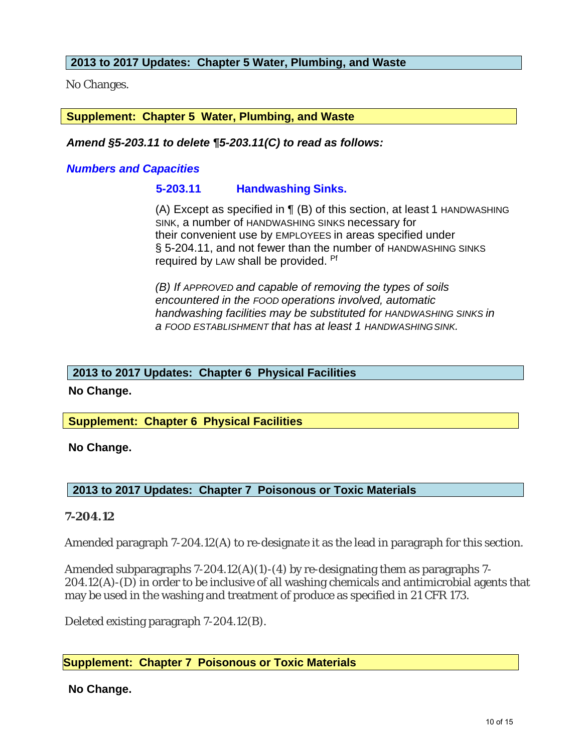## 2013 to 2017 Updates: Chapter 5 Water, Plumbing, and Waste

No Changes.

## Supplement: Chapter 5 Water, Plumbing, and Waste

***Amend §5-203.11 to delete ¶5-203.11(C) to read as follows:***

### *Numbers and Capacities*

#### 5-203.11 Handwashing Sinks.

(A) Except as specified in ¶ (B) of this section, at least 1 HANDWASHING SINK, a number of HANDWASHING SINKS necessary for their convenient use by EMPLOYEES in areas specified under § 5-204.11, and not fewer than the number of HANDWASHING SINKS required by LAW shall be provided. Pf

*(B) If APPROVED and capable of removing the types of soils encountered in the FOOD operations involved, automatic handwashing facilities may be substituted for HANDWASHING SINKS in a FOOD ESTABLISHMENT that has at least 1 HANDWASHING SINK.*

## 2013 to 2017 Updates: Chapter 6 Physical Facilities

**No Change.**

## Supplement: Chapter 6 Physical Facilities

**No Change.**

## 2013 to 2017 Updates: Chapter 7 Poisonous or Toxic Materials

**7-204.12**

Amended paragraph 7-204.12(A) to re-designate it as the lead in paragraph for this section.

Amended subparagraphs 7-204.12(A)(1)-(4) by re-designating them as paragraphs 7-204.12(A)-(D) in order to be inclusive of all washing chemicals and antimicrobial agents that may be used in the washing and treatment of produce as specified in 21 CFR 173.

Deleted existing paragraph 7-204.12(B).

## Supplement: Chapter 7 Poisonous or Toxic Materials

**No Change.**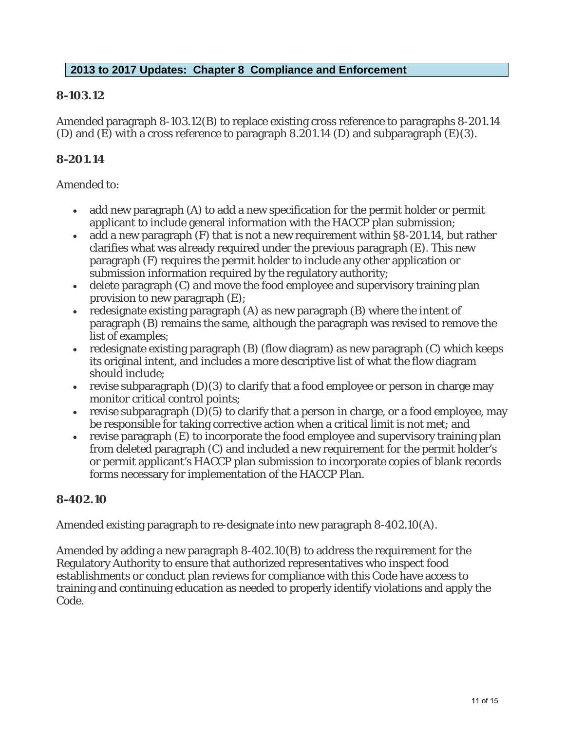## 2013 to 2017 Updates: Chapter 8 Compliance and Enforcement

### 8-103.12

Amended paragraph 8-103.12(B) to replace existing cross reference to paragraphs 8-201.14 (D) and (E) with a cross reference to paragraph 8.201.14 (D) and subparagraph (E)(3).

### 8-201.14

Amended to:

- add new paragraph (A) to add a new specification for the permit holder or permit applicant to include general information with the HACCP plan submission;
- add a new paragraph (F) that is not a new requirement within §8-201.14, but rather clarifies what was already required under the previous paragraph (E). This new paragraph (F) requires the permit holder to include any other application or submission information required by the regulatory authority;
- delete paragraph (C) and move the food employee and supervisory training plan provision to new paragraph (E);
- redesignate existing paragraph (A) as new paragraph (B) where the intent of paragraph (B) remains the same, although the paragraph was revised to remove the list of examples;
- redesignate existing paragraph (B) (flow diagram) as new paragraph (C) which keeps its original intent, and includes a more descriptive list of what the flow diagram should include;
- revise subparagraph (D)(3) to clarify that a food employee or person in charge may monitor critical control points;
- revise subparagraph (D)(5) to clarify that a person in charge, or a food employee, may be responsible for taking corrective action when a critical limit is not met; and
- revise paragraph (E) to incorporate the food employee and supervisory training plan from deleted paragraph (C) and included a new requirement for the permit holder's or permit applicant's HACCP plan submission to incorporate copies of blank records forms necessary for implementation of the HACCP Plan.

### 8-402.10

Amended existing paragraph to re-designate into new paragraph 8-402.10(A).

Amended by adding a new paragraph 8-402.10(B) to address the requirement for the Regulatory Authority to ensure that authorized representatives who inspect food establishments or conduct plan reviews for compliance with this Code have access to training and continuing education as needed to properly identify violations and apply the Code.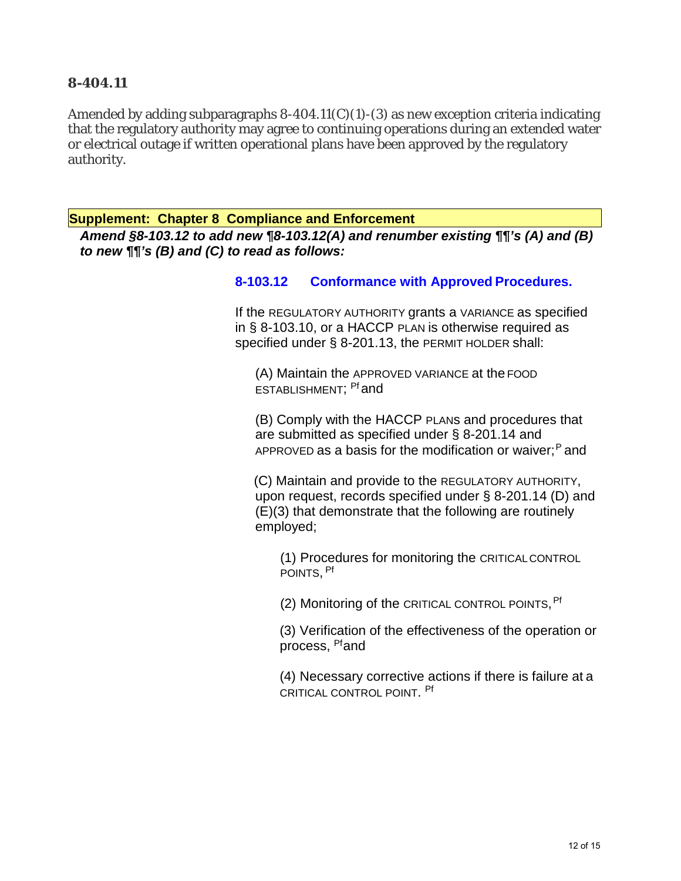### 8-404.11

Amended by adding subparagraphs 8-404.11(C)(1)-(3) as new exception criteria indicating that the regulatory authority may agree to continuing operations during an extended water or electrical outage if written operational plans have been approved by the regulatory authority.

**Supplement: Chapter 8 Compliance and Enforcement**

***Amend §8-103.12 to add new ¶8-103.12(A) and renumber existing ¶¶'s (A) and (B) to new ¶¶'s (B) and (C) to read as follows:***

**8-103.12 Conformance with Approved Procedures.**

If the REGULATORY AUTHORITY grants a VARIANCE as specified in § 8-103.10, or a HACCP PLAN is otherwise required as specified under § 8-201.13, the PERMIT HOLDER shall:

(A) Maintain the APPROVED VARIANCE at the FOOD ESTABLISHMENT; [Pf] and

(B) Comply with the HACCP PLANS and procedures that are submitted as specified under § 8-201.14 and APPROVED as a basis for the modification or waiver; [P] and

(C) Maintain and provide to the REGULATORY AUTHORITY, upon request, records specified under § 8-201.14 (D) and (E)(3) that demonstrate that the following are routinely employed;

(1) Procedures for monitoring the CRITICAL CONTROL POINTS, [Pf]

(2) Monitoring of the CRITICAL CONTROL POINTS, [Pf]

(3) Verification of the effectiveness of the operation or process, [Pf] and

(4) Necessary corrective actions if there is failure at a CRITICAL CONTROL POINT. [Pf]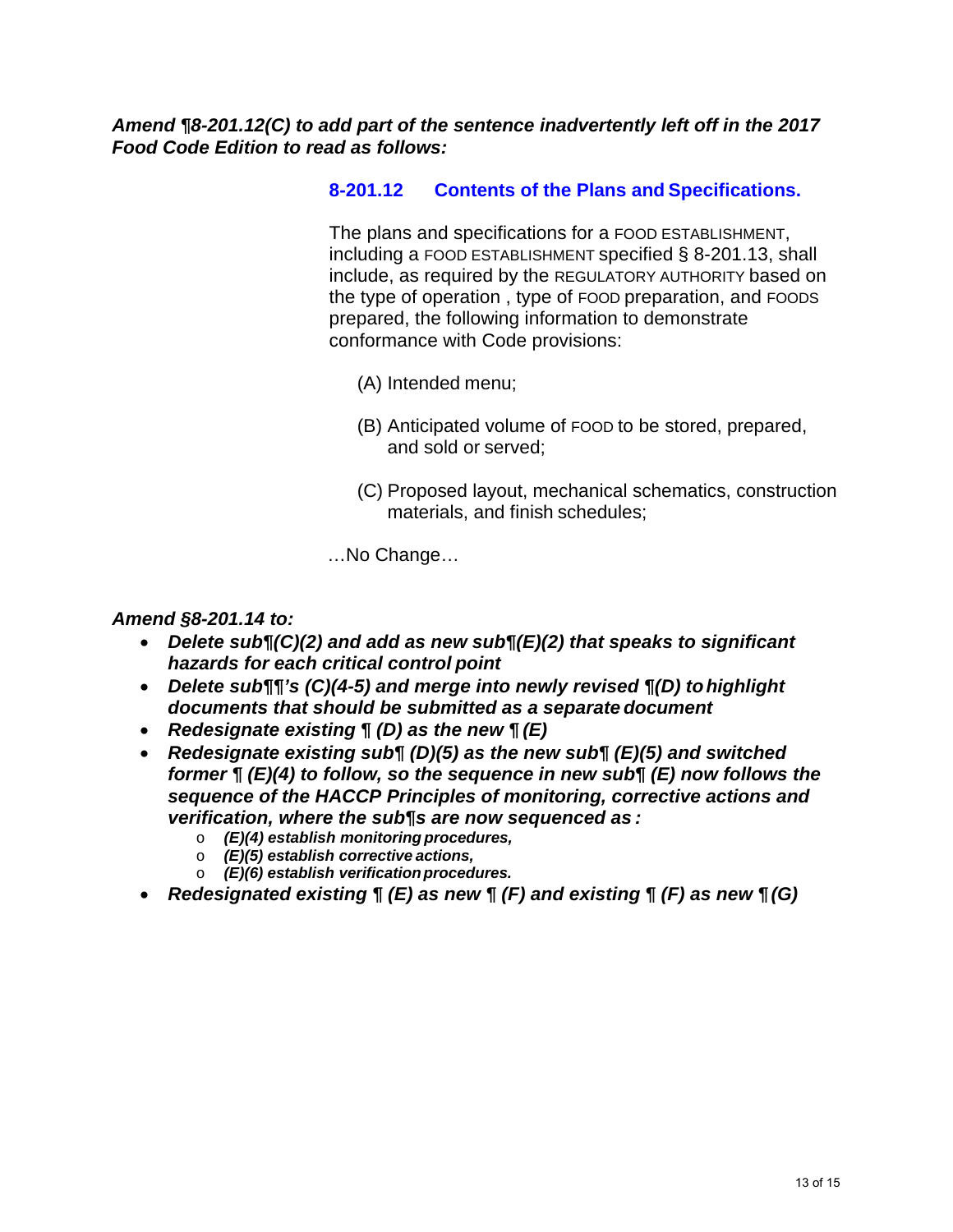***Amend ¶8-201.12(C) to add part of the sentence inadvertently left off in the 2017 Food Code Edition to read as follows:***

### 8-201.12 Contents of the Plans and Specifications.

The plans and specifications for a FOOD ESTABLISHMENT, including a FOOD ESTABLISHMENT specified § 8-201.13, shall include, as required by the REGULATORY AUTHORITY based on the type of operation , type of FOOD preparation, and FOODS prepared, the following information to demonstrate conformance with Code provisions:

(A) Intended menu;

(B) Anticipated volume of FOOD to be stored, prepared, and sold or served;

(C) Proposed layout, mechanical schematics, construction materials, and finish schedules;

…No Change…

***Amend §8-201.14 to:***

- ***Delete sub¶(C)(2) and add as new sub¶(E)(2) that speaks to significant hazards for each critical control point***
- ***Delete sub¶¶'s (C)(4-5) and merge into newly revised ¶(D) to highlight documents that should be submitted as a separate document***
- ***Redesignate existing ¶ (D) as the new ¶ (E)***
- ***Redesignate existing sub¶ (D)(5) as the new sub¶ (E)(5) and switched former ¶ (E)(4) to follow, so the sequence in new sub¶ (E) now follows the sequence of the HACCP Principles of monitoring, corrective actions and verification, where the sub¶s are now sequenced as :***
  - ***(E)(4) establish monitoring procedures,***
  - ***(E)(5) establish corrective actions,***
  - ***(E)(6) establish verification procedures.***
- ***Redesignated existing ¶ (E) as new ¶ (F) and existing ¶ (F) as new ¶ (G)***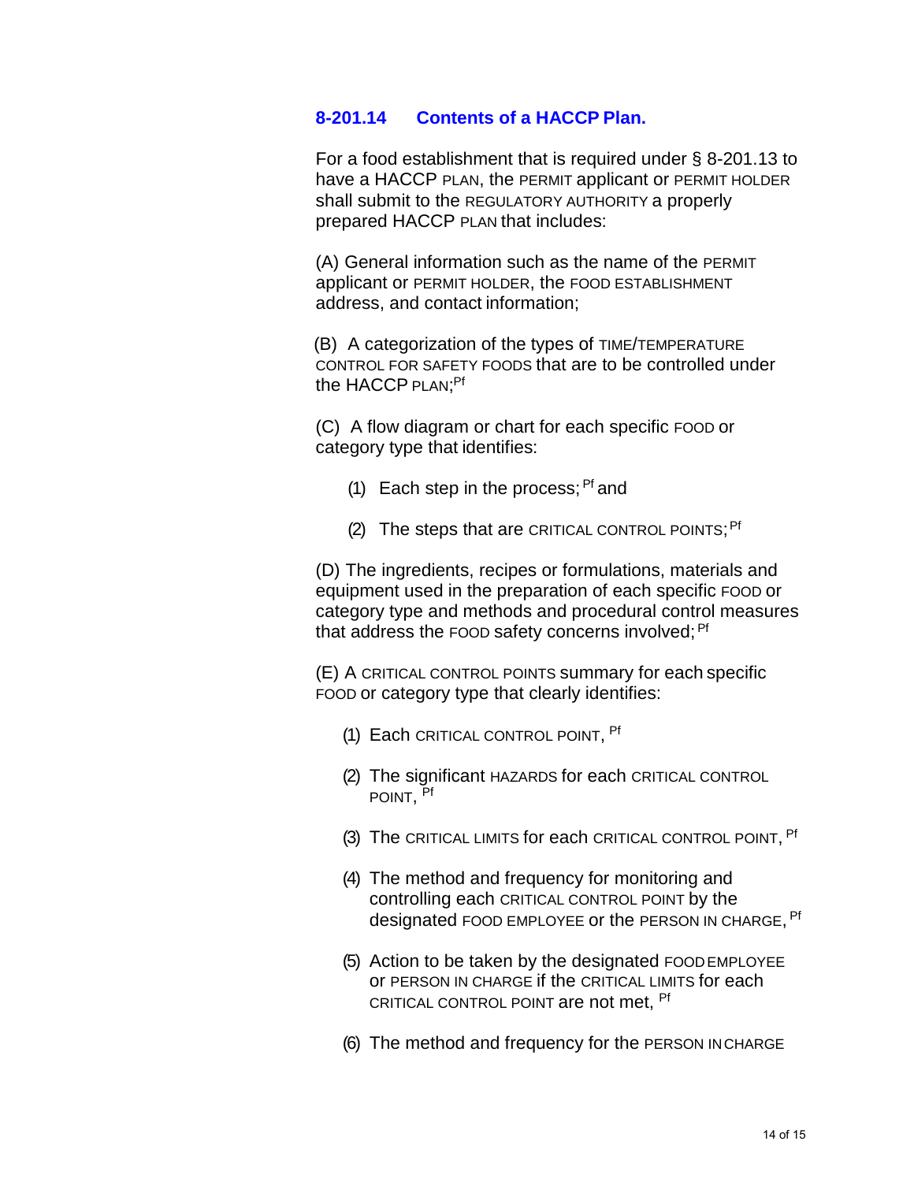### 8-201.14 Contents of a HACCP Plan.

For a food establishment that is required under § 8-201.13 to have a HACCP PLAN, the PERMIT applicant or PERMIT HOLDER shall submit to the REGULATORY AUTHORITY a properly prepared HACCP PLAN that includes:

(A) General information such as the name of the PERMIT applicant or PERMIT HOLDER, the FOOD ESTABLISHMENT address, and contact information;

(B) A categorization of the types of TIME/TEMPERATURE CONTROL FOR SAFETY FOODS that are to be controlled under the HACCP PLAN;[Pf]

(C) A flow diagram or chart for each specific FOOD or category type that identifies:

- (1) Each step in the process;[Pf] and
- (2) The steps that are CRITICAL CONTROL POINTS;[Pf]

(D) The ingredients, recipes or formulations, materials and equipment used in the preparation of each specific FOOD or category type and methods and procedural control measures that address the FOOD safety concerns involved;[Pf]

(E) A CRITICAL CONTROL POINTS summary for each specific FOOD or category type that clearly identifies:

- (1) Each CRITICAL CONTROL POINT, [Pf]
- (2) The significant HAZARDS for each CRITICAL CONTROL POINT, [Pf]
- (3) The CRITICAL LIMITS for each CRITICAL CONTROL POINT, [Pf]
- (4) The method and frequency for monitoring and controlling each CRITICAL CONTROL POINT by the designated FOOD EMPLOYEE or the PERSON IN CHARGE, [Pf]
- (5) Action to be taken by the designated FOOD EMPLOYEE or PERSON IN CHARGE if the CRITICAL LIMITS for each CRITICAL CONTROL POINT are not met, [Pf]
- (6) The method and frequency for the PERSON IN CHARGE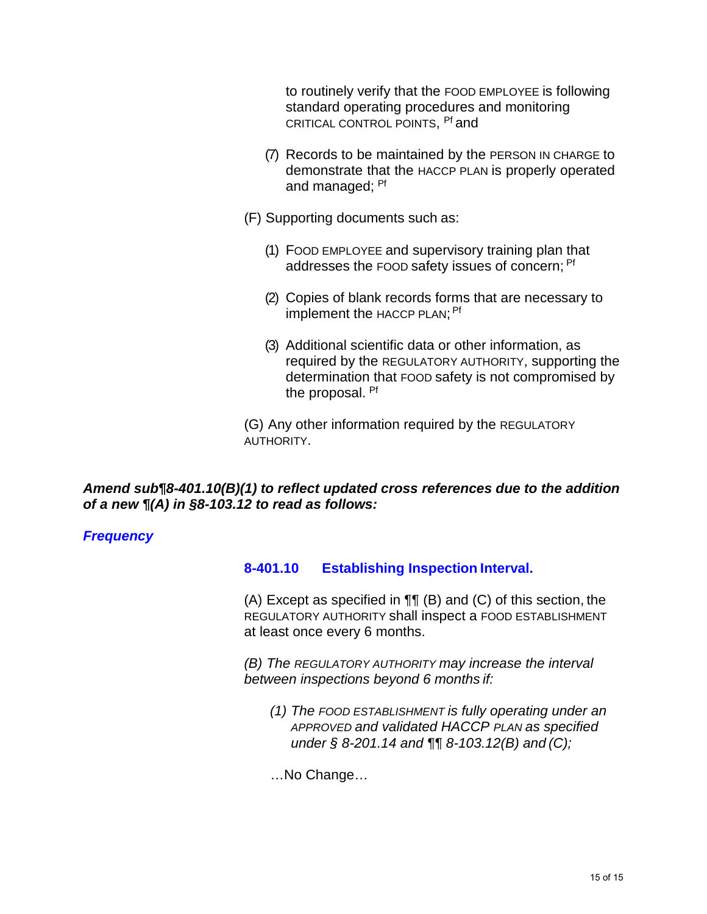to routinely verify that the FOOD EMPLOYEE is following standard operating procedures and monitoring CRITICAL CONTROL POINTS, [Pf] and

(7) Records to be maintained by the PERSON IN CHARGE to demonstrate that the HACCP PLAN is properly operated and managed; [Pf]

(F) Supporting documents such as:

(1) FOOD EMPLOYEE and supervisory training plan that addresses the FOOD safety issues of concern; [Pf]

(2) Copies of blank records forms that are necessary to implement the HACCP PLAN; [Pf]

(3) Additional scientific data or other information, as required by the REGULATORY AUTHORITY, supporting the determination that FOOD safety is not compromised by the proposal. [Pf]

(G) Any other information required by the REGULATORY AUTHORITY.

***Amend sub¶8-401.10(B)(1) to reflect updated cross references due to the addition of a new ¶(A) in §8-103.12 to read as follows:***

***Frequency***

### 8-401.10 Establishing Inspection Interval.

(A) Except as specified in ¶¶ (B) and (C) of this section, the REGULATORY AUTHORITY shall inspect a FOOD ESTABLISHMENT at least once every 6 months.

*(B) The REGULATORY AUTHORITY may increase the interval between inspections beyond 6 months if:*

*(1) The FOOD ESTABLISHMENT is fully operating under an APPROVED and validated HACCP PLAN as specified under § 8-201.14 and ¶¶ 8-103.12(B) and (C);*

…No Change…